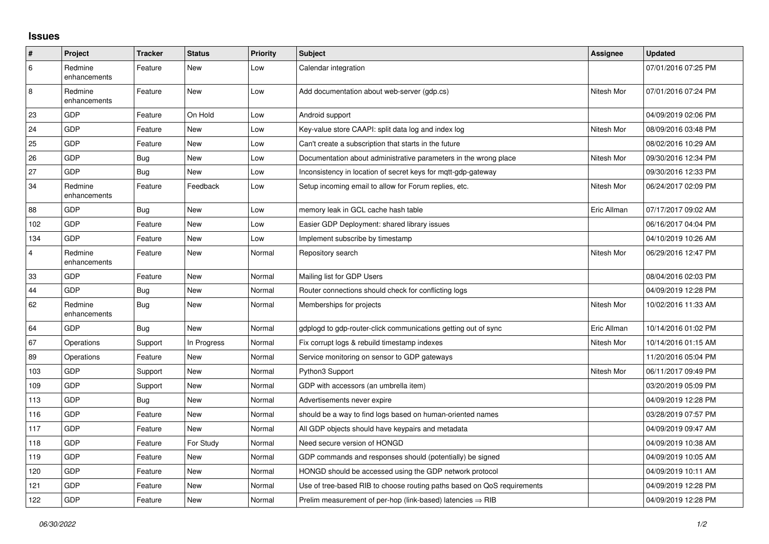## Issues

| # | Project | Tracker | Status | Priority | Subject | Assignee | Updated |
|---|---|---|---|---|---|---|---|
| 6 | Redmine enhancements | Feature | New | Low | Calendar integration | | 07/01/2016 07:25 PM |
| 8 | Redmine enhancements | Feature | New | Low | Add documentation about web-server (gdp.cs) | Nitesh Mor | 07/01/2016 07:24 PM |
| 23 | GDP | Feature | On Hold | Low | Android support | | 04/09/2019 02:06 PM |
| 24 | GDP | Feature | New | Low | Key-value store CAAPI: split data log and index log | Nitesh Mor | 08/09/2016 03:48 PM |
| 25 | GDP | Feature | New | Low | Can't create a subscription that starts in the future | | 08/02/2016 10:29 AM |
| 26 | GDP | Bug | New | Low | Documentation about administrative parameters in the wrong place | Nitesh Mor | 09/30/2016 12:34 PM |
| 27 | GDP | Bug | New | Low | Inconsistency in location of secret keys for mqtt-gdp-gateway | | 09/30/2016 12:33 PM |
| 34 | Redmine enhancements | Feature | Feedback | Low | Setup incoming email to allow for Forum replies, etc. | Nitesh Mor | 06/24/2017 02:09 PM |
| 88 | GDP | Bug | New | Low | memory leak in GCL cache hash table | Eric Allman | 07/17/2017 09:02 AM |
| 102 | GDP | Feature | New | Low | Easier GDP Deployment: shared library issues | | 06/16/2017 04:04 PM |
| 134 | GDP | Feature | New | Low | Implement subscribe by timestamp | | 04/10/2019 10:26 AM |
| 4 | Redmine enhancements | Feature | New | Normal | Repository search | Nitesh Mor | 06/29/2016 12:47 PM |
| 33 | GDP | Feature | New | Normal | Mailing list for GDP Users | | 08/04/2016 02:03 PM |
| 44 | GDP | Bug | New | Normal | Router connections should check for conflicting logs | | 04/09/2019 12:28 PM |
| 62 | Redmine enhancements | Bug | New | Normal | Memberships for projects | Nitesh Mor | 10/02/2016 11:33 AM |
| 64 | GDP | Bug | New | Normal | gdplogd to gdp-router-click communications getting out of sync | Eric Allman | 10/14/2016 01:02 PM |
| 67 | Operations | Support | In Progress | Normal | Fix corrupt logs & rebuild timestamp indexes | Nitesh Mor | 10/14/2016 01:15 AM |
| 89 | Operations | Feature | New | Normal | Service monitoring on sensor to GDP gateways | | 11/20/2016 05:04 PM |
| 103 | GDP | Support | New | Normal | Python3 Support | Nitesh Mor | 06/11/2017 09:49 PM |
| 109 | GDP | Support | New | Normal | GDP with accessors (an umbrella item) | | 03/20/2019 05:09 PM |
| 113 | GDP | Bug | New | Normal | Advertisements never expire | | 04/09/2019 12:28 PM |
| 116 | GDP | Feature | New | Normal | should be a way to find logs based on human-oriented names | | 03/28/2019 07:57 PM |
| 117 | GDP | Feature | New | Normal | All GDP objects should have keypairs and metadata | | 04/09/2019 09:47 AM |
| 118 | GDP | Feature | For Study | Normal | Need secure version of HONGD | | 04/09/2019 10:38 AM |
| 119 | GDP | Feature | New | Normal | GDP commands and responses should (potentially) be signed | | 04/09/2019 10:05 AM |
| 120 | GDP | Feature | New | Normal | HONGD should be accessed using the GDP network protocol | | 04/09/2019 10:11 AM |
| 121 | GDP | Feature | New | Normal | Use of tree-based RIB to choose routing paths based on QoS requirements | | 04/09/2019 12:28 PM |
| 122 | GDP | Feature | New | Normal | Prelim measurement of per-hop (link-based) latencies ⇒ RIB | | 04/09/2019 12:28 PM |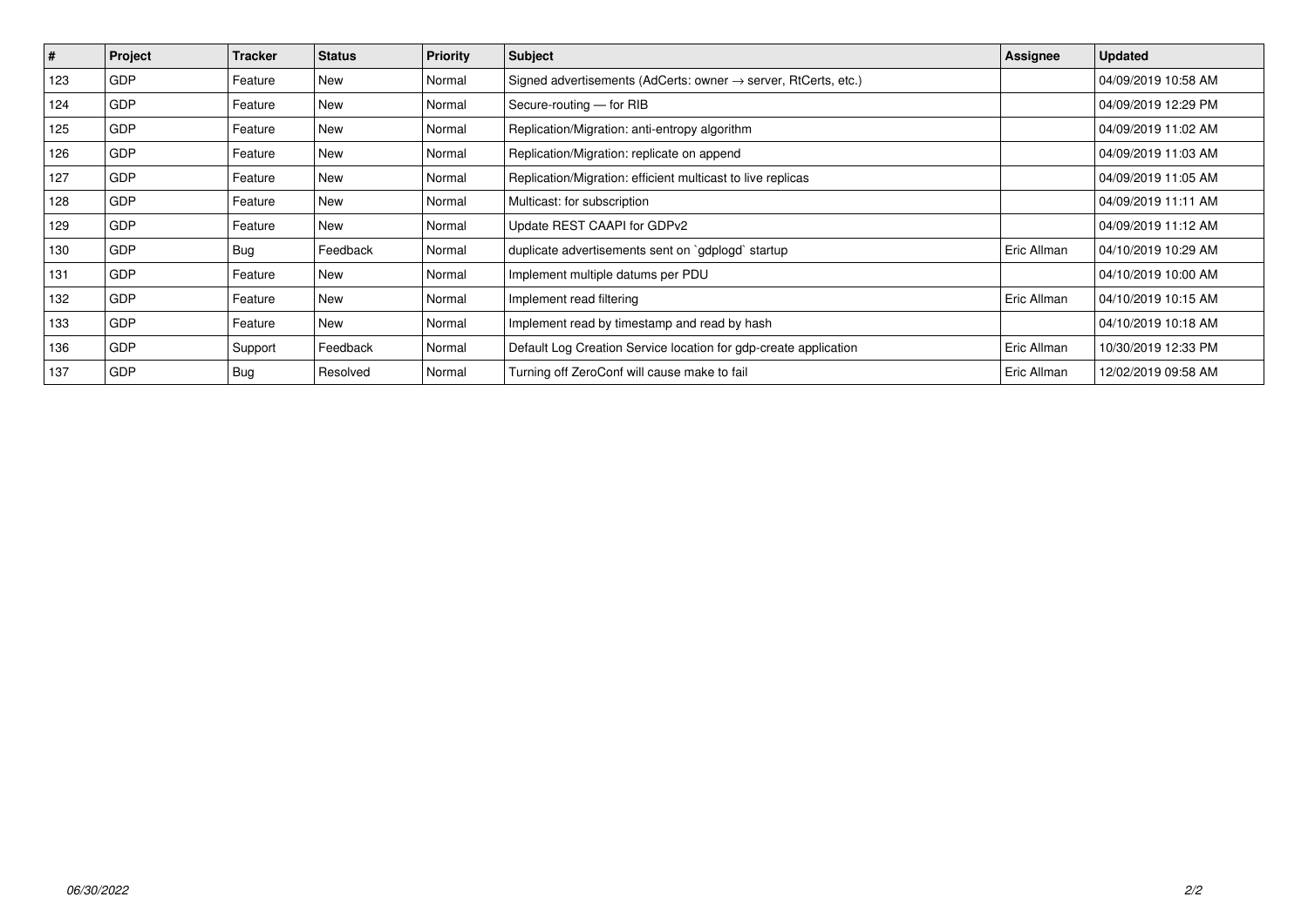| # | Project | Tracker | Status | Priority | Subject | Assignee | Updated |
|---|---|---|---|---|---|---|---|
| 123 | GDP | Feature | New | Normal | Signed advertisements (AdCerts: owner → server, RtCerts, etc.) | | 04/09/2019 10:58 AM |
| 124 | GDP | Feature | New | Normal | Secure-routing — for RIB | | 04/09/2019 12:29 PM |
| 125 | GDP | Feature | New | Normal | Replication/Migration: anti-entropy algorithm | | 04/09/2019 11:02 AM |
| 126 | GDP | Feature | New | Normal | Replication/Migration: replicate on append | | 04/09/2019 11:03 AM |
| 127 | GDP | Feature | New | Normal | Replication/Migration: efficient multicast to live replicas | | 04/09/2019 11:05 AM |
| 128 | GDP | Feature | New | Normal | Multicast: for subscription | | 04/09/2019 11:11 AM |
| 129 | GDP | Feature | New | Normal | Update REST CAAPI for GDPv2 | | 04/09/2019 11:12 AM |
| 130 | GDP | Bug | Feedback | Normal | duplicate advertisements sent on `gdplogd` startup | Eric Allman | 04/10/2019 10:29 AM |
| 131 | GDP | Feature | New | Normal | Implement multiple datums per PDU | | 04/10/2019 10:00 AM |
| 132 | GDP | Feature | New | Normal | Implement read filtering | Eric Allman | 04/10/2019 10:15 AM |
| 133 | GDP | Feature | New | Normal | Implement read by timestamp and read by hash | | 04/10/2019 10:18 AM |
| 136 | GDP | Support | Feedback | Normal | Default Log Creation Service location for gdp-create application | Eric Allman | 10/30/2019 12:33 PM |
| 137 | GDP | Bug | Resolved | Normal | Turning off ZeroConf will cause make to fail | Eric Allman | 12/02/2019 09:58 AM |